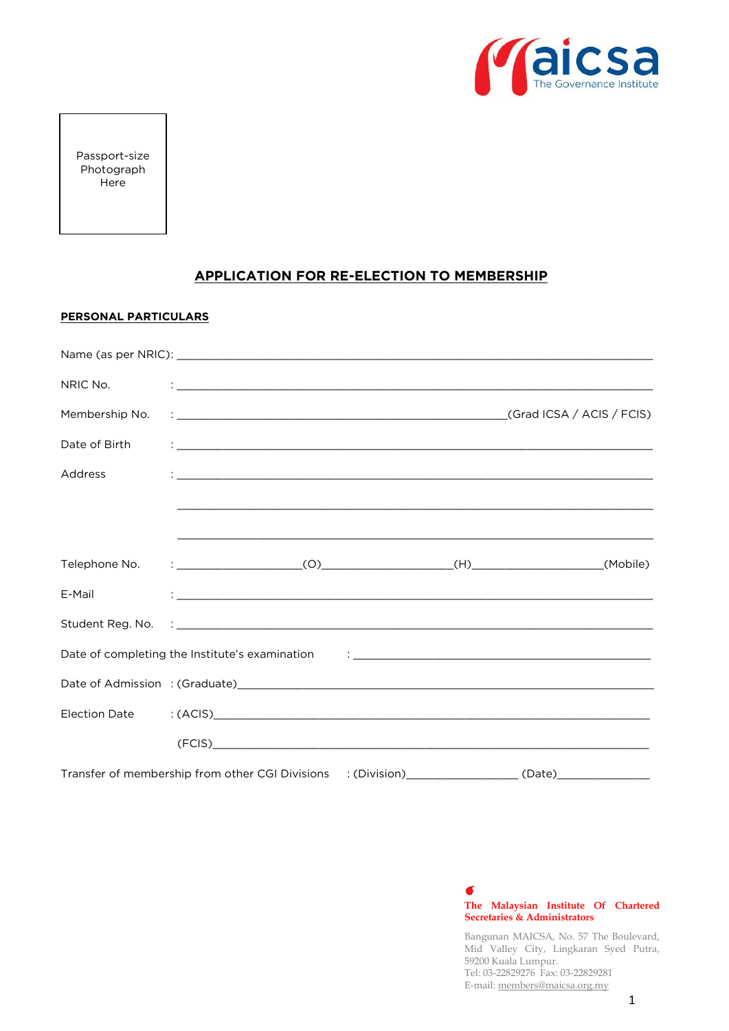maicsa
The Governance Institute

Passport-size Photograph Here

# APPLICATION FOR RE-ELECTION TO MEMBERSHIP

## PERSONAL PARTICULARS

Name (as per NRIC): ______________________________________________________________

NRIC No. : ______________________________________________________________

Membership No. : ____________________________________________(Grad ICSA / ACIS / FCIS)

Date of Birth : ______________________________________________________________

Address : ______________________________________________________________

______________________________________________________________

______________________________________________________________

Telephone No. : ________________(O)________________(H)________________(Mobile)

E-Mail : ______________________________________________________________

Student Reg. No. : ______________________________________________________________

Date of completing the Institute's examination : ________________________________________

Date of Admission : (Graduate)______________________________________________________

Election Date : (ACIS)______________________________________________________

(FCIS)______________________________________________________

Transfer of membership from other CGI Divisions : (Division)_______________ (Date)_____________

**The Malaysian Institute Of Chartered Secretaries & Administrators**

Bangunan MAICSA, No. 57 The Boulevard, Mid Valley City, Lingkaran Syed Putra, 59200 Kuala Lumpur.
Tel: 03-22829276 Fax: 03-22829281
E-mail: members@maicsa.org.my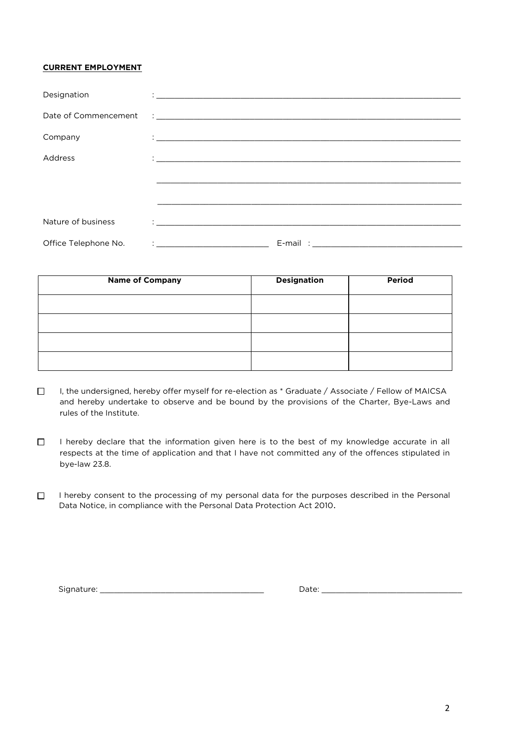**CURRENT EMPLOYMENT**

Designation : ____________________________________________

Date of Commencement : ____________________________________________

Company : ____________________________________________

Address : ____________________________________________

____________________________________________

____________________________________________

Nature of business : ____________________________________________

Office Telephone No. : ____________________ E-mail : ____________________

| Name of Company | Designation | Period |
| --- | --- | --- |
| | | |
| | | |
| | | |
| | | |

☐ I, the undersigned, hereby offer myself for re-election as * Graduate / Associate / Fellow of MAICSA and hereby undertake to observe and be bound by the provisions of the Charter, Bye-Laws and rules of the Institute.

☐ I hereby declare that the information given here is to the best of my knowledge accurate in all respects at the time of application and that I have not committed any of the offences stipulated in bye-law 23.8.

☐ I hereby consent to the processing of my personal data for the purposes described in the Personal Data Notice, in compliance with the Personal Data Protection Act 2010.

Signature: ______________________________ Date: ______________________________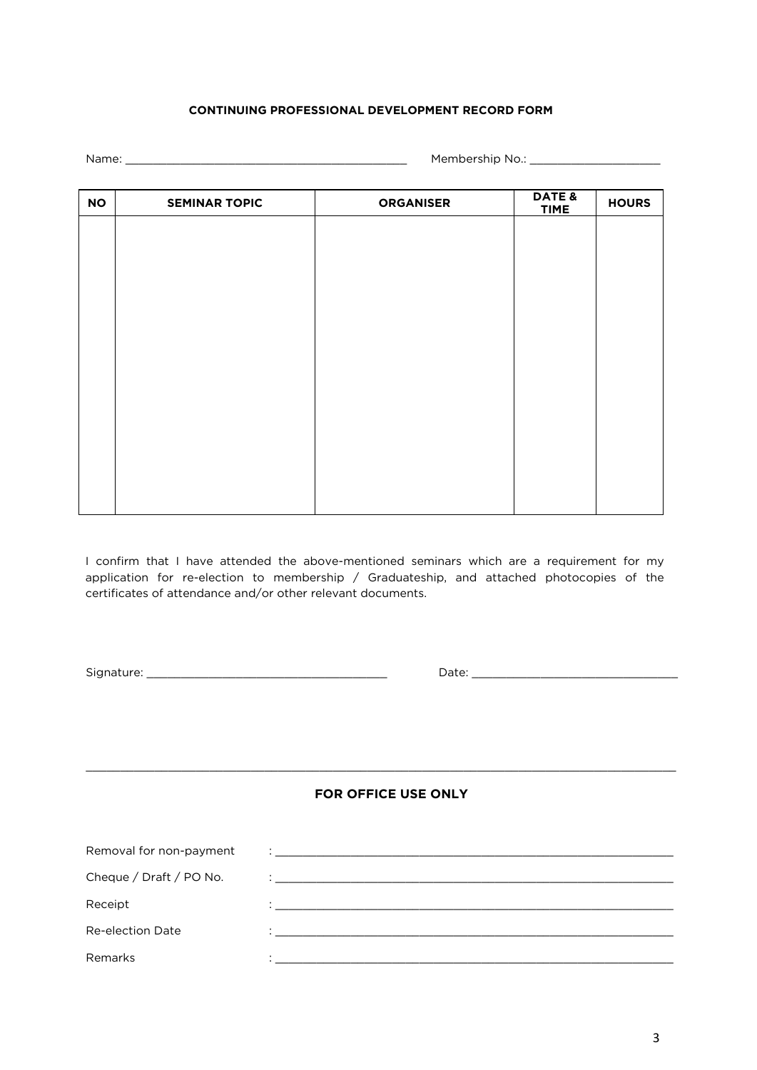**CONTINUING PROFESSIONAL DEVELOPMENT RECORD FORM**

Name: ___________________________________________ Membership No.: ____________________

| NO | SEMINAR TOPIC | ORGANISER | DATE & TIME | HOURS |
|---|---|---|---|---|
| | | | | |

I confirm that I have attended the above-mentioned seminars which are a requirement for my application for re-election to membership / Graduateship, and attached photocopies of the certificates of attendance and/or other relevant documents.

Signature: _____________________________________ Date: ________________________________

---

**FOR OFFICE USE ONLY**

Removal for non-payment : ______________________________________________________________

Cheque / Draft / PO No. : ______________________________________________________________

Receipt : ______________________________________________________________

Re-election Date : ______________________________________________________________

Remarks : ______________________________________________________________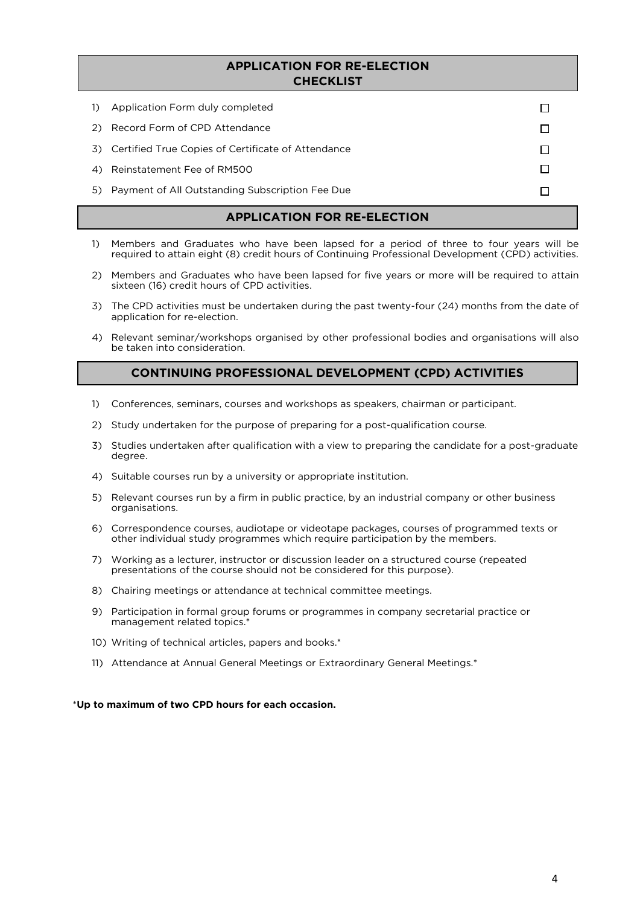## APPLICATION FOR RE-ELECTION CHECKLIST

1) Application Form duly completed ☐
2) Record Form of CPD Attendance ☐
3) Certified True Copies of Certificate of Attendance ☐
4) Reinstatement Fee of RM500 ☐
5) Payment of All Outstanding Subscription Fee Due ☐

## APPLICATION FOR RE-ELECTION

1) Members and Graduates who have been lapsed for a period of three to four years will be required to attain eight (8) credit hours of Continuing Professional Development (CPD) activities.
2) Members and Graduates who have been lapsed for five years or more will be required to attain sixteen (16) credit hours of CPD activities.
3) The CPD activities must be undertaken during the past twenty-four (24) months from the date of application for re-election.
4) Relevant seminar/workshops organised by other professional bodies and organisations will also be taken into consideration.

## CONTINUING PROFESSIONAL DEVELOPMENT (CPD) ACTIVITIES

1) Conferences, seminars, courses and workshops as speakers, chairman or participant.
2) Study undertaken for the purpose of preparing for a post-qualification course.
3) Studies undertaken after qualification with a view to preparing the candidate for a post-graduate degree.
4) Suitable courses run by a university or appropriate institution.
5) Relevant courses run by a firm in public practice, by an industrial company or other business organisations.
6) Correspondence courses, audiotape or videotape packages, courses of programmed texts or other individual study programmes which require participation by the members.
7) Working as a lecturer, instructor or discussion leader on a structured course (repeated presentations of the course should not be considered for this purpose).
8) Chairing meetings or attendance at technical committee meetings.
9) Participation in formal group forums or programmes in company secretarial practice or management related topics.*
10) Writing of technical articles, papers and books.*
11) Attendance at Annual General Meetings or Extraordinary General Meetings.*

*__Up to maximum of two CPD hours for each occasion.__